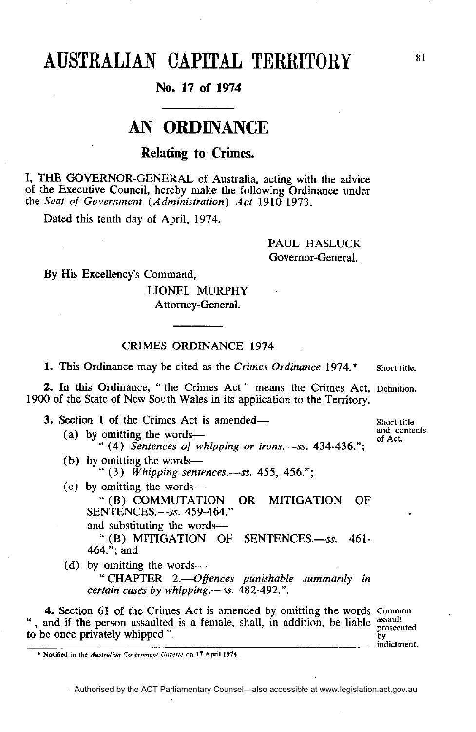# AUSTRALIAN CAPITAL TERRITORY

**No. 17 of 1974**

## AN ORDINANCE

### Relating to Crimes.

I, THE GOVERNOR-GENERAL of Australia, acting with the advice of the Executive Council, hereby make the following Ordinance under the *Seat of Government (Administration) Act* 1910-1973.

Dated this tenth day of April, 1974.

PAUL HASLUCK
Governor-General.

By His Excellency's Command,

LIONEL MURPHY
Attorney-General.

CRIMES ORDINANCE 1974

**1.** This Ordinance may be cited as the *Crimes Ordinance* 1974.* — Short title.

**2.** In this Ordinance, " the Crimes Act " means the Crimes Act, 1900 of the State of New South Wales in its application to the Territory. — Definition.

**3.** Section 1 of the Crimes Act is amended— — Short title and contents of Act.

(a) by omitting the words—
" (4) *Sentences of whipping or irons.—ss.* 434-436.";

(b) by omitting the words—
" (3) *Whipping sentences.—ss.* 455, 456.";

(c) by omitting the words—
" (B) COMMUTATION OR MITIGATION OF SENTENCES.—*ss.* 459-464."
and substituting the words—
" (B) MITIGATION OF SENTENCES.—*ss.* 461-464."; and

(d) by omitting the words—
" CHAPTER 2.—*Offences punishable summarily in certain cases by whipping.—ss.* 482-492.".

**4.** Section 61 of the Crimes Act is amended by omitting the words " , and if the person assaulted is a female, shall, in addition, be liable to be once privately whipped ". — Common assault prosecuted by indictment.

\* Notified in the *Australian Government Gazette* on 17 April 1974.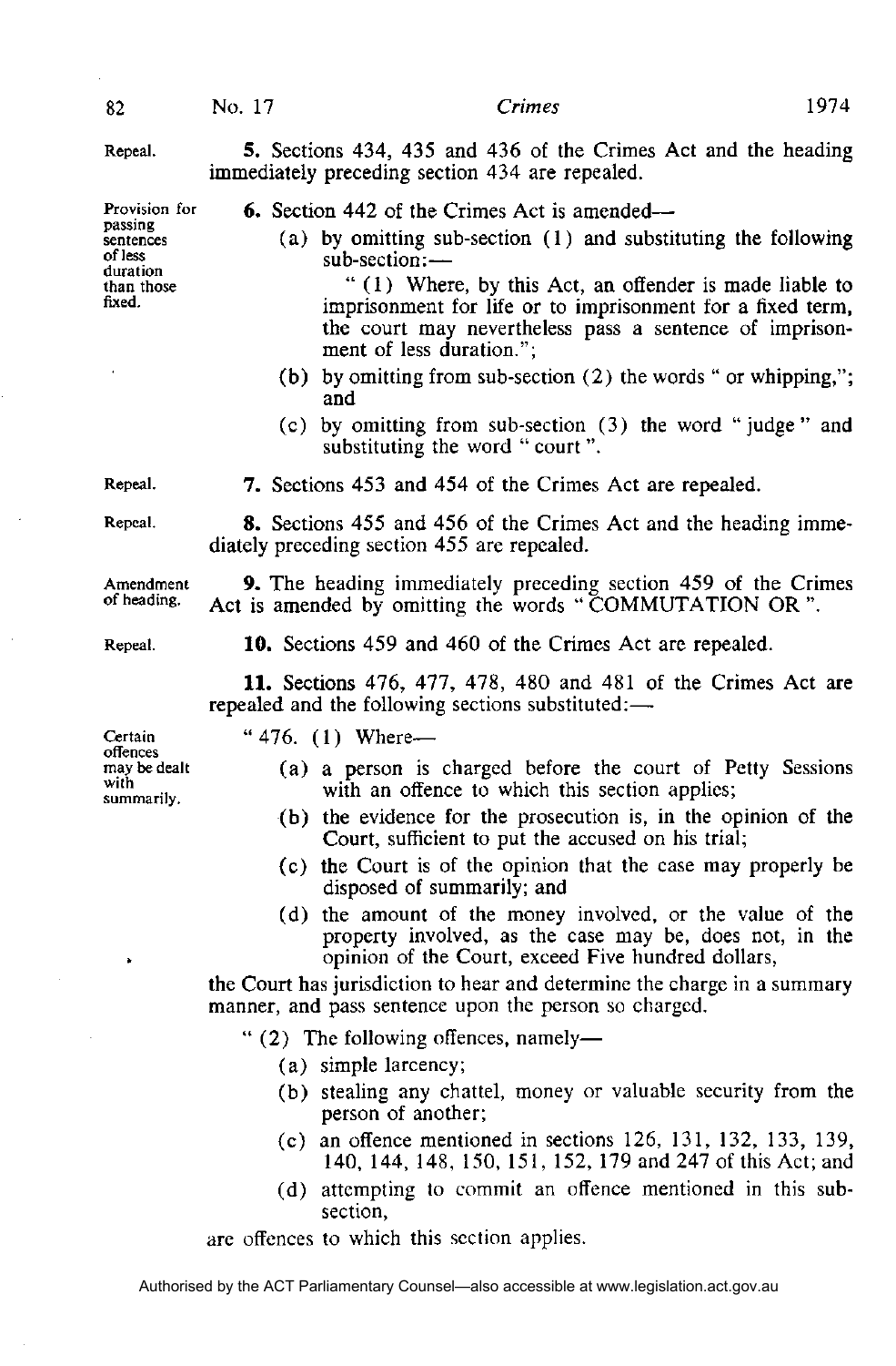Repeal.

**5.** Sections 434, 435 and 436 of the Crimes Act and the heading immediately preceding section 434 are repealed.

Provision for passing sentences of less duration than those fixed.

**6.** Section 442 of the Crimes Act is amended—

(a) by omitting sub-section (1) and substituting the following sub-section:—

" (1) Where, by this Act, an offender is made liable to imprisonment for life or to imprisonment for a fixed term, the court may nevertheless pass a sentence of imprisonment of less duration.";

(b) by omitting from sub-section (2) the words " or whipping,"; and

(c) by omitting from sub-section (3) the word " judge " and substituting the word " court ".

Repeal.

**7.** Sections 453 and 454 of the Crimes Act are repealed.

Repeal.

**8.** Sections 455 and 456 of the Crimes Act and the heading immediately preceding section 455 are repealed.

Amendment of heading.

**9.** The heading immediately preceding section 459 of the Crimes Act is amended by omitting the words " COMMUTATION OR ".

Repeal.

**10.** Sections 459 and 460 of the Crimes Act are repealed.

**11.** Sections 476, 477, 478, 480 and 481 of the Crimes Act are repealed and the following sections substituted:—

Certain offences may be dealt with summarily.

" 476. (1) Where—

(a) a person is charged before the court of Petty Sessions with an offence to which this section applies;

(b) the evidence for the prosecution is, in the opinion of the Court, sufficient to put the accused on his trial;

(c) the Court is of the opinion that the case may properly be disposed of summarily; and

(d) the amount of the money involved, or the value of the property involved, as the case may be, does not, in the opinion of the Court, exceed Five hundred dollars,

the Court has jurisdiction to hear and determine the charge in a summary manner, and pass sentence upon the person so charged.

" (2) The following offences, namely—

(a) simple larcency;

(b) stealing any chattel, money or valuable security from the person of another;

(c) an offence mentioned in sections 126, 131, 132, 133, 139, 140, 144, 148, 150, 151, 152, 179 and 247 of this Act; and

(d) attempting to commit an offence mentioned in this sub-section,

are offences to which this section applies.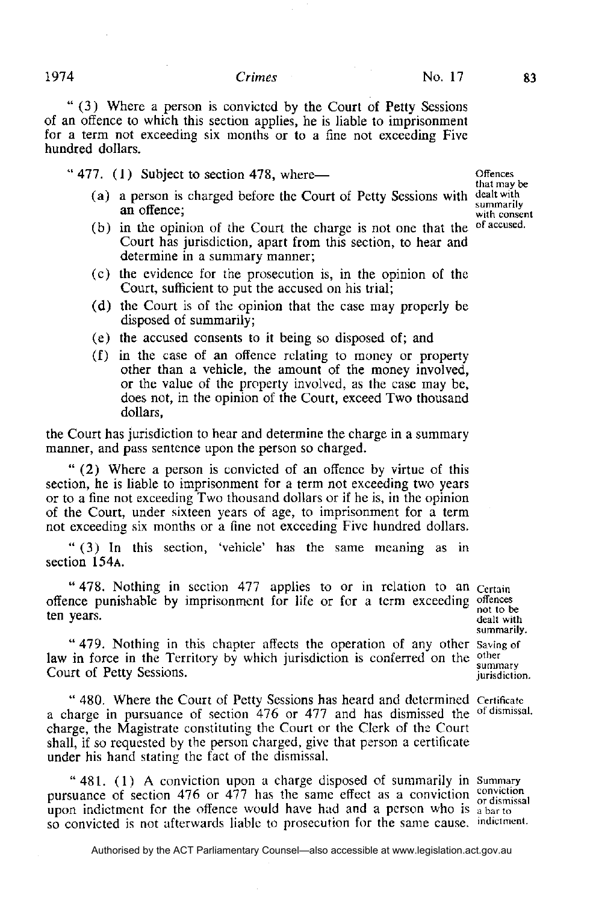"(3) Where a person is convicted by the Court of Petty Sessions of an offence to which this section applies, he is liable to imprisonment for a term not exceeding six months or to a fine not exceeding Five hundred dollars.

**Offences that may be dealt with summarily with consent of accused.**

"477. (1) Subject to section 478, where—

(a) a person is charged before the Court of Petty Sessions with an offence;

(b) in the opinion of the Court the charge is not one that the Court has jurisdiction, apart from this section, to hear and determine in a summary manner;

(c) the evidence for the prosecution is, in the opinion of the Court, sufficient to put the accused on his trial;

(d) the Court is of the opinion that the case may properly be disposed of summarily;

(e) the accused consents to it being so disposed of; and

(f) in the case of an offence relating to money or property other than a vehicle, the amount of the money involved, or the value of the property involved, as the case may be, does not, in the opinion of the Court, exceed Two thousand dollars,

the Court has jurisdiction to hear and determine the charge in a summary manner, and pass sentence upon the person so charged.

"(2) Where a person is convicted of an offence by virtue of this section, he is liable to imprisonment for a term not exceeding two years or to a fine not exceeding Two thousand dollars or if he is, in the opinion of the Court, under sixteen years of age, to imprisonment for a term not exceeding six months or a fine not exceeding Five hundred dollars.

"(3) In this section, 'vehicle' has the same meaning as in section 154A.

**Certain offences not to be dealt with summarily.**

"478. Nothing in section 477 applies to or in relation to an offence punishable by imprisonment for life or for a term exceeding ten years.

**Saving of other summary jurisdiction.**

"479. Nothing in this chapter affects the operation of any other law in force in the Territory by which jurisdiction is conferred on the Court of Petty Sessions.

**Certificate of dismissal.**

"480. Where the Court of Petty Sessions has heard and determined a charge in pursuance of section 476 or 477 and has dismissed the charge, the Magistrate constituting the Court or the Clerk of the Court shall, if so requested by the person charged, give that person a certificate under his hand stating the fact of the dismissal.

**Summary conviction or dismissal a bar to indictment.**

"481. (1) A conviction upon a charge disposed of summarily in pursuance of section 476 or 477 has the same effect as a conviction upon indictment for the offence would have had and a person who is so convicted is not afterwards liable to prosecution for the same cause.

Authorised by the ACT Parliamentary Counsel—also accessible at www.legislation.act.gov.au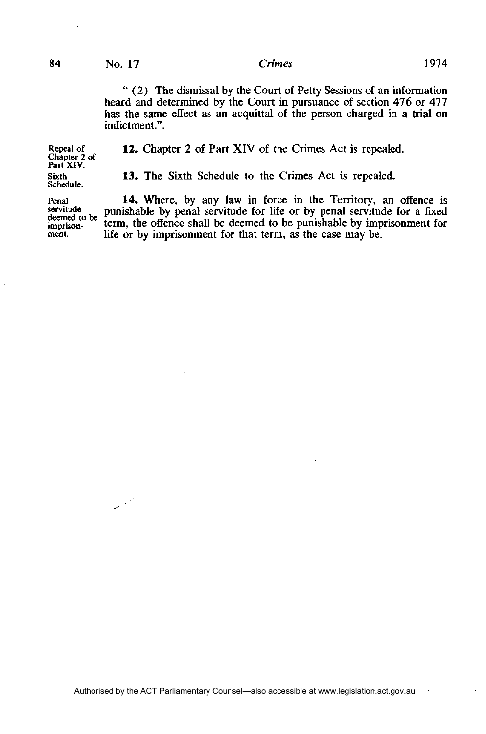"(2) The dismissal by the Court of Petty Sessions of an information heard and determined by the Court in pursuance of section 476 or 477 has the same effect as an acquittal of the person charged in a trial on indictment.".

Repeal of Chapter 2 of Part XIV.

**12.** Chapter 2 of Part XIV of the Crimes Act is repealed.

Sixth Schedule.

**13.** The Sixth Schedule to the Crimes Act is repealed.

Penal servitude deemed to be imprisonment.

**14.** Where, by any law in force in the Territory, an offence is punishable by penal servitude for life or by penal servitude for a fixed term, the offence shall be deemed to be punishable by imprisonment for life or by imprisonment for that term, as the case may be.

Authorised by the ACT Parliamentary Counsel—also accessible at www.legislation.act.gov.au